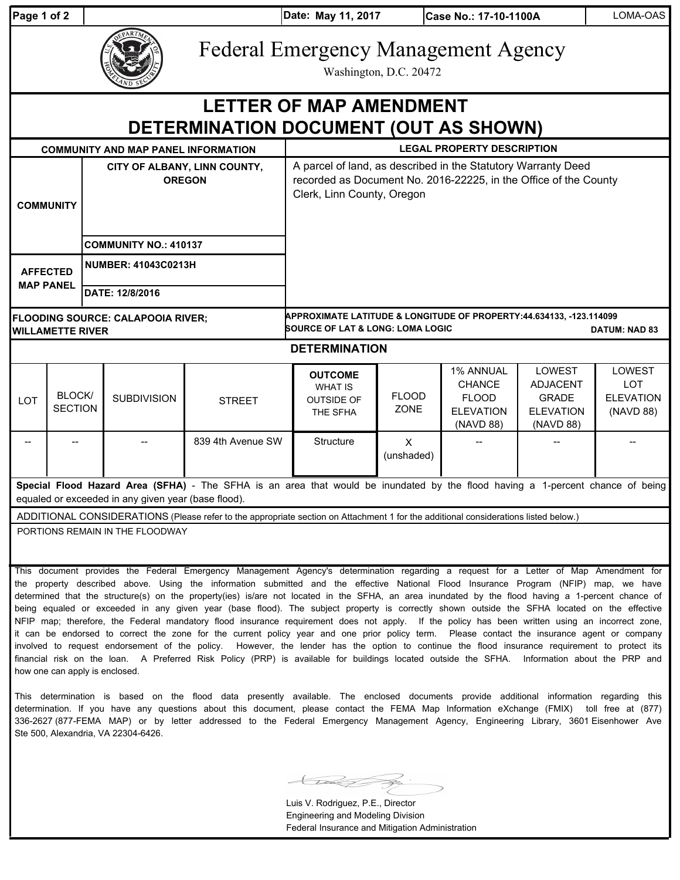Date: May 11, 2017 | Case No.: 17-10-1100A | LOMA-OAS

# Federal Emergency Management Agency

Washington, D.C. 20472

# LETTER OF MAP AMENDMENT DETERMINATION DOCUMENT (OUT AS SHOWN)

| COMMUNITY AND MAP PANEL INFORMATION | | LEGAL PROPERTY DESCRIPTION |
|---|---|---|
| COMMUNITY | CITY OF ALBANY, LINN COUNTY, OREGON | A parcel of land, as described in the Statutory Warranty Deed recorded as Document No. 2016-22225, in the Office of the County Clerk, Linn County, Oregon |
| | COMMUNITY NO.: 410137 | |
| AFFECTED MAP PANEL | NUMBER: 41043C0213H | |
| | DATE: 12/8/2016 | |

**FLOODING SOURCE: CALAPOOIA RIVER; WILLAMETTE RIVER**

**APPROXIMATE LATITUDE & LONGITUDE OF PROPERTY: 44.634133, -123.114099**
**SOURCE OF LAT & LONG: LOMA LOGIC** **DATUM: NAD 83**

## DETERMINATION

| LOT | BLOCK/ SECTION | SUBDIVISION | STREET | OUTCOME WHAT IS OUTSIDE OF THE SFHA | FLOOD ZONE | 1% ANNUAL CHANCE FLOOD ELEVATION (NAVD 88) | LOWEST ADJACENT GRADE ELEVATION (NAVD 88) | LOWEST LOT ELEVATION (NAVD 88) |
|---|---|---|---|---|---|---|---|---|
| -- | -- | -- | 839 4th Avenue SW | Structure | X (unshaded) | -- | -- | -- |

**Special Flood Hazard Area (SFHA)** - The SFHA is an area that would be inundated by the flood having a 1-percent chance of being equaled or exceeded in any given year (base flood).

ADDITIONAL CONSIDERATIONS (Please refer to the appropriate section on Attachment 1 for the additional considerations listed below.)

PORTIONS REMAIN IN THE FLOODWAY

This document provides the Federal Emergency Management Agency's determination regarding a request for a Letter of Map Amendment for the property described above. Using the information submitted and the effective National Flood Insurance Program (NFIP) map, we have determined that the structure(s) on the property(ies) is/are not located in the SFHA, an area inundated by the flood having a 1-percent chance of being equaled or exceeded in any given year (base flood). The subject property is correctly shown outside the SFHA located on the effective NFIP map; therefore, the Federal mandatory flood insurance requirement does not apply. If the policy has been written using an incorrect zone, it can be endorsed to correct the zone for the current policy year and one prior policy term. Please contact the insurance agent or company involved to request endorsement of the policy. However, the lender has the option to continue the flood insurance requirement to protect its financial risk on the loan. A Preferred Risk Policy (PRP) is available for buildings located outside the SFHA. Information about the PRP and how one can apply is enclosed.

This determination is based on the flood data presently available. The enclosed documents provide additional information regarding this determination. If you have any questions about this document, please contact the FEMA Map Information eXchange (FMIX) toll free at (877) 336-2627 (877-FEMA MAP) or by letter addressed to the Federal Emergency Management Agency, Engineering Library, 3601 Eisenhower Ave Ste 500, Alexandria, VA 22304-6426.

Luis V. Rodriguez, P.E., Director
Engineering and Modeling Division
Federal Insurance and Mitigation Administration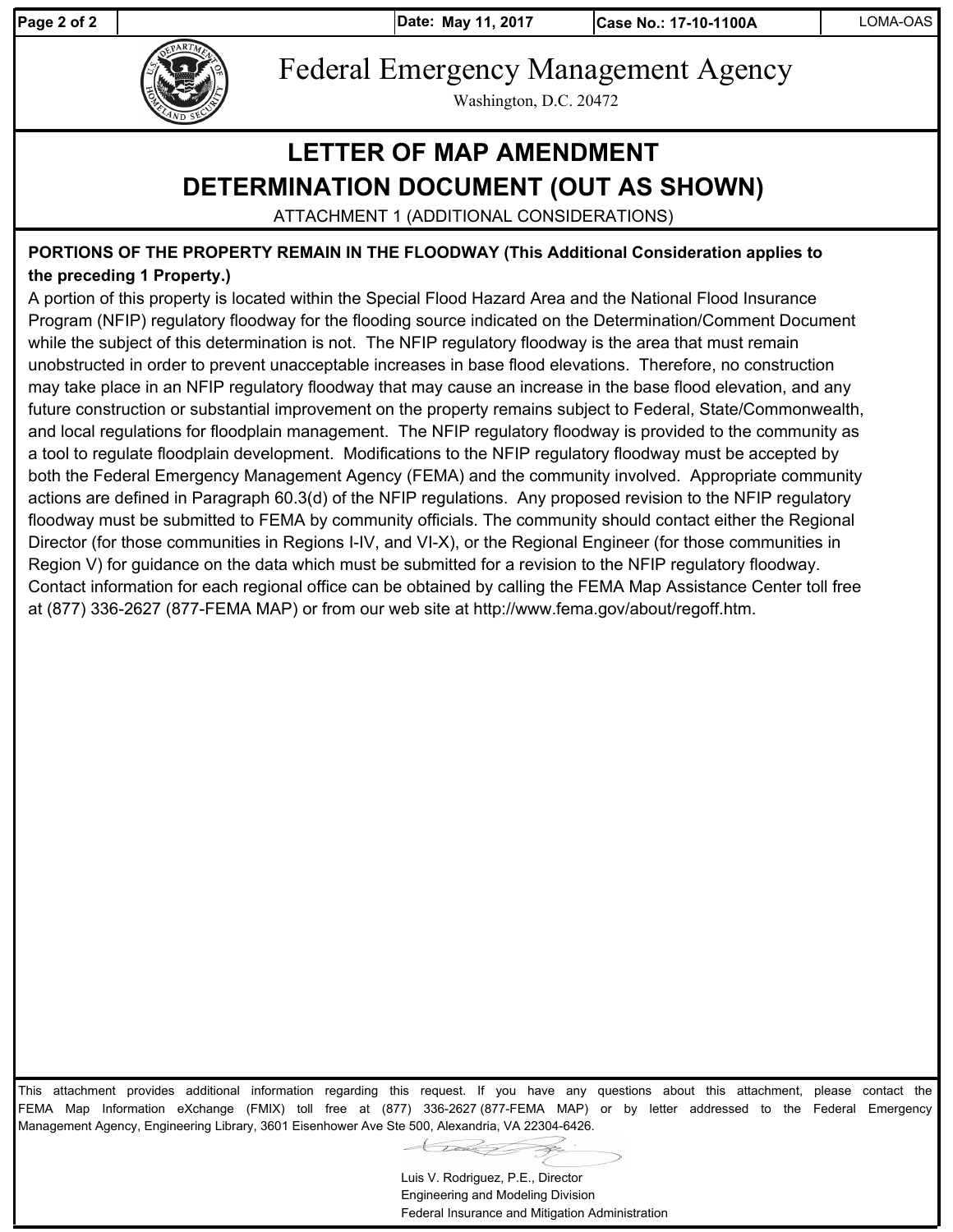| Date: May 11, 2017 | Case No.: 17-10-1100A | LOMA-OAS |
| --- | --- | --- |

# Federal Emergency Management Agency

Washington, D.C. 20472

## LETTER OF MAP AMENDMENT DETERMINATION DOCUMENT (OUT AS SHOWN)

ATTACHMENT 1 (ADDITIONAL CONSIDERATIONS)

**PORTIONS OF THE PROPERTY REMAIN IN THE FLOODWAY (This Additional Consideration applies to the preceding 1 Property.)**

A portion of this property is located within the Special Flood Hazard Area and the National Flood Insurance Program (NFIP) regulatory floodway for the flooding source indicated on the Determination/Comment Document while the subject of this determination is not. The NFIP regulatory floodway is the area that must remain unobstructed in order to prevent unacceptable increases in base flood elevations. Therefore, no construction may take place in an NFIP regulatory floodway that may cause an increase in the base flood elevation, and any future construction or substantial improvement on the property remains subject to Federal, State/Commonwealth, and local regulations for floodplain management. The NFIP regulatory floodway is provided to the community as a tool to regulate floodplain development. Modifications to the NFIP regulatory floodway must be accepted by both the Federal Emergency Management Agency (FEMA) and the community involved. Appropriate community actions are defined in Paragraph 60.3(d) of the NFIP regulations. Any proposed revision to the NFIP regulatory floodway must be submitted to FEMA by community officials. The community should contact either the Regional Director (for those communities in Regions I-IV, and VI-X), or the Regional Engineer (for those communities in Region V) for guidance on the data which must be submitted for a revision to the NFIP regulatory floodway. Contact information for each regional office can be obtained by calling the FEMA Map Assistance Center toll free at (877) 336-2627 (877-FEMA MAP) or from our web site at http://www.fema.gov/about/regoff.htm.

This attachment provides additional information regarding this request. If you have any questions about this attachment, please contact the FEMA Map Information eXchange (FMIX) toll free at (877) 336-2627 (877-FEMA MAP) or by letter addressed to the Federal Emergency Management Agency, Engineering Library, 3601 Eisenhower Ave Ste 500, Alexandria, VA 22304-6426.

Luis V. Rodriguez, P.E., Director
Engineering and Modeling Division
Federal Insurance and Mitigation Administration